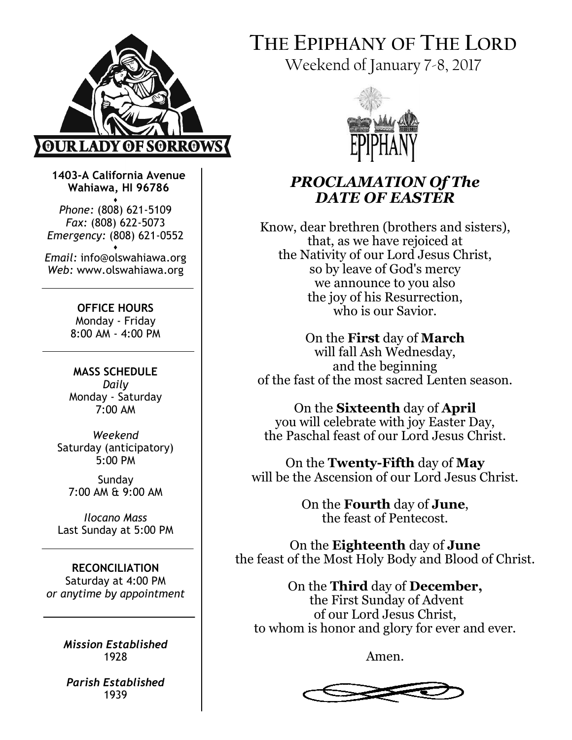OUR LADY OF SORROWS

**1403-A California Avenue**
**Wahiawa, HI 96786**

*Phone:* (808) 621-5109
*Fax:* (808) 622-5073
*Emergency:* (808) 621-0552

*Email:* info@olswahiawa.org
*Web:* www.olswahiawa.org

**OFFICE HOURS**
Monday - Friday
8:00 AM - 4:00 PM

**MASS SCHEDULE**
*Daily*
Monday - Saturday
7:00 AM

*Weekend*
Saturday (anticipatory)
5:00 PM

Sunday
7:00 AM & 9:00 AM

*Ilocano Mass*
Last Sunday at 5:00 PM

**RECONCILIATION**
Saturday at 4:00 PM
*or anytime by appointment*

*Mission Established*
1928

*Parish Established*
1939

# THE EPIPHANY OF THE LORD

Weekend of January 7-8, 2017

EPIPHANY

## *PROCLAMATION Of The DATE OF EASTER*

Know, dear brethren (brothers and sisters),
that, as we have rejoiced at
the Nativity of our Lord Jesus Christ,
so by leave of God's mercy
we announce to you also
the joy of his Resurrection,
who is our Savior.

On the **First** day of **March**
will fall Ash Wednesday,
and the beginning
of the fast of the most sacred Lenten season.

On the **Sixteenth** day of **April**
you will celebrate with joy Easter Day,
the Paschal feast of our Lord Jesus Christ.

On the **Twenty-Fifth** day of **May**
will be the Ascension of our Lord Jesus Christ.

On the **Fourth** day of **June**,
the feast of Pentecost.

On the **Eighteenth** day of **June**
the feast of the Most Holy Body and Blood of Christ.

On the **Third** day of **December,**
the First Sunday of Advent
of our Lord Jesus Christ,
to whom is honor and glory for ever and ever.

Amen.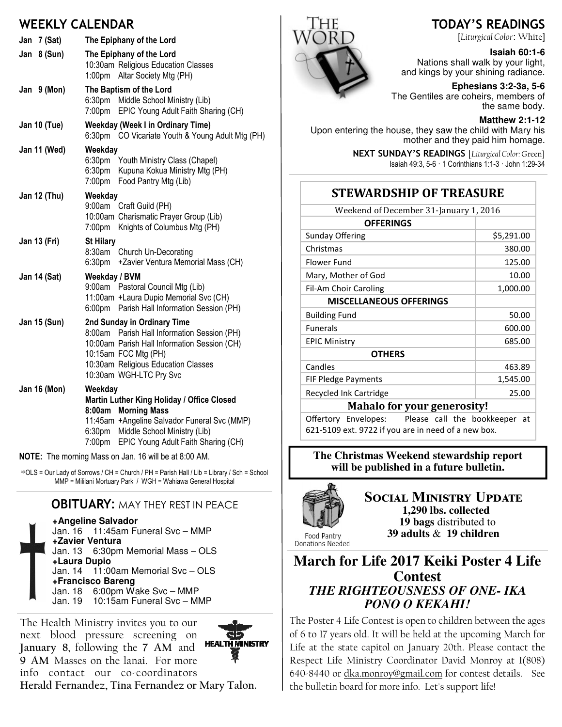## WEEKLY CALENDAR

**Jan 7 (Sat)** — **The Epiphany of the Lord**

**Jan 8 (Sun)** — **The Epiphany of the Lord**
- 10:30am Religious Education Classes
- 1:00pm Altar Society Mtg (PH)

**Jan 9 (Mon)** — **The Baptism of the Lord**
- 6:30pm Middle School Ministry (Lib)
- 7:00pm EPIC Young Adult Faith Sharing (CH)

**Jan 10 (Tue)** — **Weekday (Week I in Ordinary Time)**
- 6:30pm CO Vicariate Youth & Young Adult Mtg (PH)

**Jan 11 (Wed)** — **Weekday**
- 6:30pm Youth Ministry Class (Chapel)
- 6:30pm Kupuna Kokua Ministry Mtg (PH)
- 7:00pm Food Pantry Mtg (Lib)

**Jan 12 (Thu)** — **Weekday**
- 9:00am Craft Guild (PH)
- 10:00am Charismatic Prayer Group (Lib)
- 7:00pm Knights of Columbus Mtg (PH)

**Jan 13 (Fri)** — **St Hilary**
- 8:30am Church Un-Decorating
- 6:30pm +Zavier Ventura Memorial Mass (CH)

**Jan 14 (Sat)** — **Weekday / BVM**
- 9:00am Pastoral Council Mtg (Lib)
- 11:00am +Laura Dupio Memorial Svc (CH)
- 6:00pm Parish Hall Information Session (PH)

**Jan 15 (Sun)** — **2nd Sunday in Ordinary Time**
- 8:00am Parish Hall Information Session (PH)
- 10:00am Parish Hall Information Session (CH)
- 10:15am FCC Mtg (PH)
- 10:30am Religious Education Classes
- 10:30am WGH-LTC Pry Svc

**Jan 16 (Mon)** — **Weekday**
- **Martin Luther King Holiday / Office Closed**
- **8:00am Morning Mass**
- 11:45am +Angeline Salvador Funeral Svc (MMP)
- 6:30pm Middle School Ministry (Lib)
- 7:00pm EPIC Young Adult Faith Sharing (CH)

**NOTE:** The morning Mass on Jan. 16 will be at 8:00 AM.

*OLS = Our Lady of Sorrows / CH = Church / PH = Parish Hall / Lib = Library / Sch = School
MMP = Mililani Mortuary Park / WGH = Wahiawa General Hospital

## OBITUARY: MAY THEY REST IN PEACE

**+Angeline Salvador**
Jan. 16 11:45am Funeral Svc – MMP
**+Zavier Ventura**
Jan. 13 6:30pm Memorial Mass – OLS
**+Laura Dupio**
Jan. 14 11:00am Memorial Svc – OLS
**+Francisco Bareng**
Jan. 18 6:00pm Wake Svc – MMP
Jan. 19 10:15am Funeral Svc – MMP

The Health Ministry invites you to our next blood pressure screening on **January 8**, following the **7 AM** and **9 AM** Masses on the lanai. For more info contact our co-coordinators **Herald Fernandez, Tina Fernandez or Mary Talon.**

HEALTH MINISTRY

THE WORD

## TODAY'S READINGS

[*Liturgical Color*: White]

**Isaiah 60:1-6**
Nations shall walk by your light, and kings by your shining radiance.

**Ephesians 3:2-3a, 5-6**
The Gentiles are coheirs, members of the same body.

**Matthew 2:1-12**
Upon entering the house, they saw the child with Mary his mother and they paid him homage.

**NEXT SUNDAY'S READINGS** [*Liturgical Color*: Green]
Isaiah 49:3, 5-6 · 1 Corinthians 1:1-3 · John 1:29-34

## STEWARDSHIP OF TREASURE

Weekend of December 31-January 1, 2016

| **OFFERINGS** | |
|---|---|
| Sunday Offering | $5,291.00 |
| Christmas | 380.00 |
| Flower Fund | 125.00 |
| Mary, Mother of God | 10.00 |
| Fil-Am Choir Caroling | 1,000.00 |
| **MISCELLANEOUS OFFERINGS** | |
| Building Fund | 50.00 |
| Funerals | 600.00 |
| EPIC Ministry | 685.00 |
| **OTHERS** | |
| Candles | 463.89 |
| FIF Pledge Payments | 1,545.00 |
| Recycled Ink Cartridge | 25.00 |

**Mahalo for your generosity!**

Offertory Envelopes: Please call the bookkeeper at 621-5109 ext. 9722 if you are in need of a new box.

**The Christmas Weekend stewardship report will be published in a future bulletin.**

## SOCIAL MINISTRY UPDATE

**1,290 lbs. collected**
**19 bags** distributed to
**39 adults** & **19 children**

Food Pantry
Donations Needed

## March for Life 2017 Keiki Poster 4 Life Contest

### *THE RIGHTEOUSNESS OF ONE- IKA PONO O KEKAHI!*

The Poster 4 Life Contest is open to children between the ages of 6 to 17 years old. It will be held at the upcoming March for Life at the state capitol on January 20th. Please contact the Respect Life Ministry Coordinator David Monroy at 1(808) 640-8440 or dka.monroy@gmail.com for contest details. See the bulletin board for more info. Let's support life!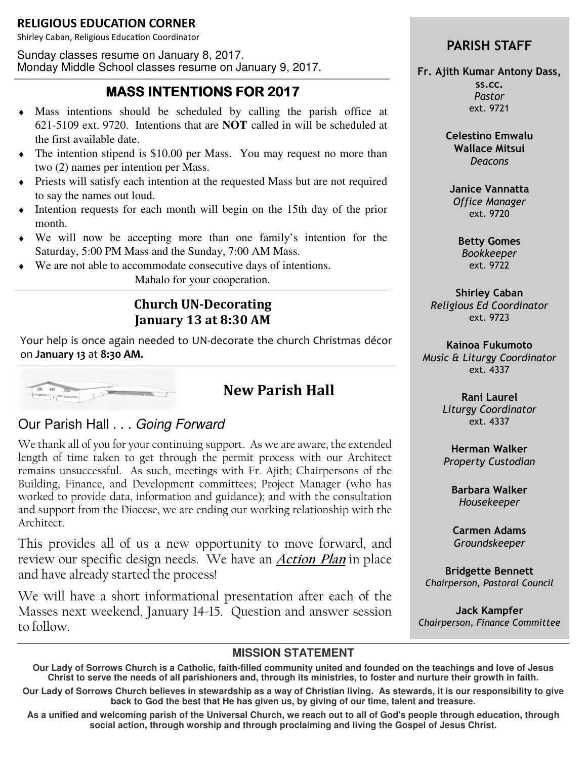## RELIGIOUS EDUCATION CORNER

Shirley Caban, Religious Education Coordinator

Sunday classes resume on January 8, 2017.
Monday Middle School classes resume on January 9, 2017.

## MASS INTENTIONS FOR 2017

- Mass intentions should be scheduled by calling the parish office at 621-5109 ext. 9720. Intentions that are **NOT** called in will be scheduled at the first available date.
- The intention stipend is $10.00 per Mass. You may request no more than two (2) names per intention per Mass.
- Priests will satisfy each intention at the requested Mass but are not required to say the names out loud.
- Intention requests for each month will begin on the 15th day of the prior month.
- We will now be accepting more than one family's intention for the Saturday, 5:00 PM Mass and the Sunday, 7:00 AM Mass.
- We are not able to accommodate consecutive days of intentions.

Mahalo for your cooperation.

## Church UN-Decorating January 13 at 8:30 AM

Your help is once again needed to UN-decorate the church Christmas décor on **January 13** at **8:30 AM.**

## New Parish Hall

### Our Parish Hall . . . *Going Forward*

We thank all of you for your continuing support. As we are aware, the extended length of time taken to get through the permit process with our Architect remains unsuccessful. As such, meetings with Fr. Ajith; Chairpersons of the Building, Finance, and Development committees; Project Manager (who has worked to provide data, information and guidance); and with the consultation and support from the Diocese, we are ending our working relationship with the Architect.

This provides all of us a new opportunity to move forward, and review our specific design needs. We have an ***Action Plan*** in place and have already started the process!

We will have a short informational presentation after each of the Masses next weekend, January 14-15. Question and answer session to follow.

## PARISH STAFF

**Fr. Ajith Kumar Antony Dass, ss.cc.**
*Pastor*
ext. 9721

**Celestino Emwalu**
**Wallace Mitsui**
*Deacons*

**Janice Vannatta**
*Office Manager*
ext. 9720

**Betty Gomes**
*Bookkeeper*
ext. 9722

**Shirley Caban**
*Religious Ed Coordinator*
ext. 9723

**Kainoa Fukumoto**
*Music & Liturgy Coordinator*
ext. 4337

**Rani Laurel**
*Liturgy Coordinator*
ext. 4337

**Herman Walker**
*Property Custodian*

**Barbara Walker**
*Housekeeper*

**Carmen Adams**
*Groundskeeper*

**Bridgette Bennett**
*Chairperson, Pastoral Council*

**Jack Kampfer**
*Chairperson, Finance Committee*

## MISSION STATEMENT

**Our Lady of Sorrows Church is a Catholic, faith-filled community united and founded on the teachings and love of Jesus Christ to serve the needs of all parishioners and, through its ministries, to foster and nurture their growth in faith.**

**Our Lady of Sorrows Church believes in stewardship as a way of Christian living. As stewards, it is our responsibility to give back to God the best that He has given us, by giving of our time, talent and treasure.**

**As a unified and welcoming parish of the Universal Church, we reach out to all of God's people through education, through social action, through worship and through proclaiming and living the Gospel of Jesus Christ.**